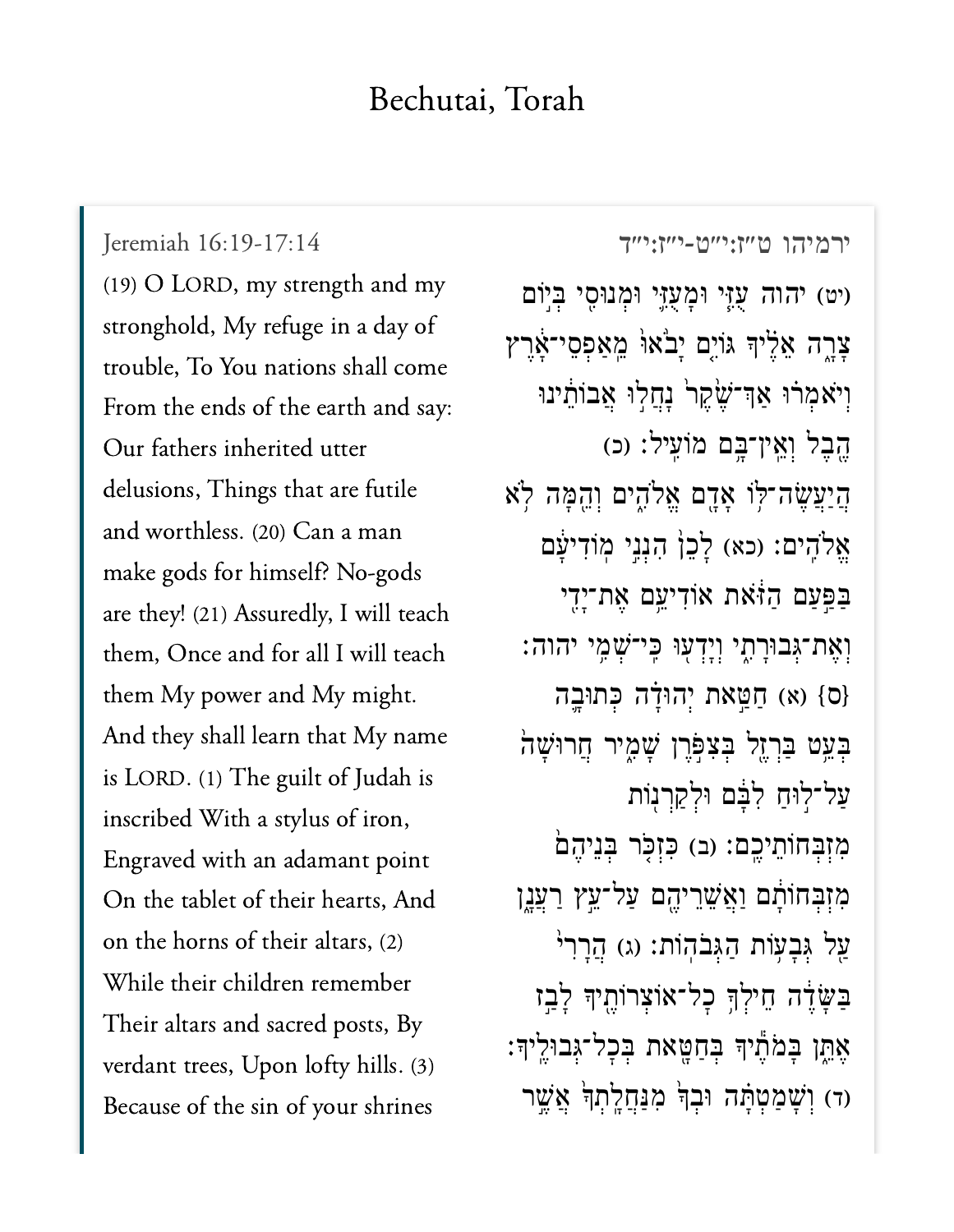# Bechutai, Torah

Jeremiah 16:19-17:14

(19) O LORD, my strength and my stronghold, My refuge in a day of trouble, To You nations shall come From the ends of the earth and say: Our fathers inherited utter delusions, Things that are futile and worthless. (20) Can a man make gods for himself? No-gods are they! (21) Assuredly, I will teach them, Once and for all I will teach them My power and My might. And they shall learn that My name is LORD. (1) The guilt of Judah is inscribed With a stylus of iron, Engraved with an adamant point On the tablet of their hearts, And on the horns of their altars, (2) While their children remember Their altars and sacred posts, By verdant trees, Upon lofty hills. (3) Because of the sin of your shrines

ירמיהו ט״ז:י״ט-י״ז:י״ד

(יט) יהוה עֻזִּ֧י וּמָעֻזִּ֛י וּמְנוּסִ֖י בְּי֣וֹם צָרָ֑ה אֵלֶ֗יךָ גּוֹיִ֤ם יָבֹ֙אוּ֙ מֵֽאַפְסֵי־אָ֔רֶץ וְיֹאמְר֗וּ אַךְ־שֶׁ֙קֶר֙ נָחֲל֣וּ אֲבוֹתֵ֔ינוּ הֶ֖בֶל וְאֵֽין־בָּ֥ם מוֹעִֽיל׃ (כ) הֲיַעֲשֶׂה־לּ֥וֹ אָדָ֖ם אֱלֹהִ֑ים וְהֵ֖מָּה לֹ֥א אֱלֹהִֽים׃ (כא) לָכֵן֙ הִנְנִ֣י מוֹדִיעָ֔ם בַּפַּ֣עַם הַזֹּ֔את אוֹדִיעֵ֥ם אֶת־יָדִ֖י וְאֶת־גְּבוּרָתִ֑י וְיָדְע֖וּ כִּֽי־שְׁמִ֥י יהוה׃ {ס} (א) חַטַּ֣את יְהוּדָ֗ה כְּתוּבָ֛ה בְּעֵ֥ט בַּרְזֶ֖ל בְּצִפֹּ֣רֶן שָׁמִ֑יר חֲרוּשָׁה֙ עַל־ל֣וּחַ לִבָּ֔ם וּלְקַרְנ֖וֹת מִזְבְּחוֹתֵיכֶֽם׃ (ב) כִּזְכֹּ֤ר בְּנֵיהֶם֙ מִזְבְּחוֹתָ֔ם וַאֲשֵׁרֵיהֶ֖ם עַל־עֵ֣ץ רַעֲנָ֑ן עַ֖ל גְּבָע֥וֹת הַגְּבֹהֽוֹת׃ (ג) הֲרָרִי֙ בַּשָּׂדֶ֔ה חֵילְךָ֥ כָל־אוֹצְרוֹתֶ֖יךָ לָבַ֣ז אֶתֵּ֑ן בָּמֹתֶ֕יךָ בְּחַטָּ֖את בְּכָל־גְּבוּלֶֽיךָ׃ (ד) וְשָׁמַטְתָּ֗ה וּבְךָ֙ מִנַּחֲלָֽתְךָ֙ אֲשֶׁ֣ר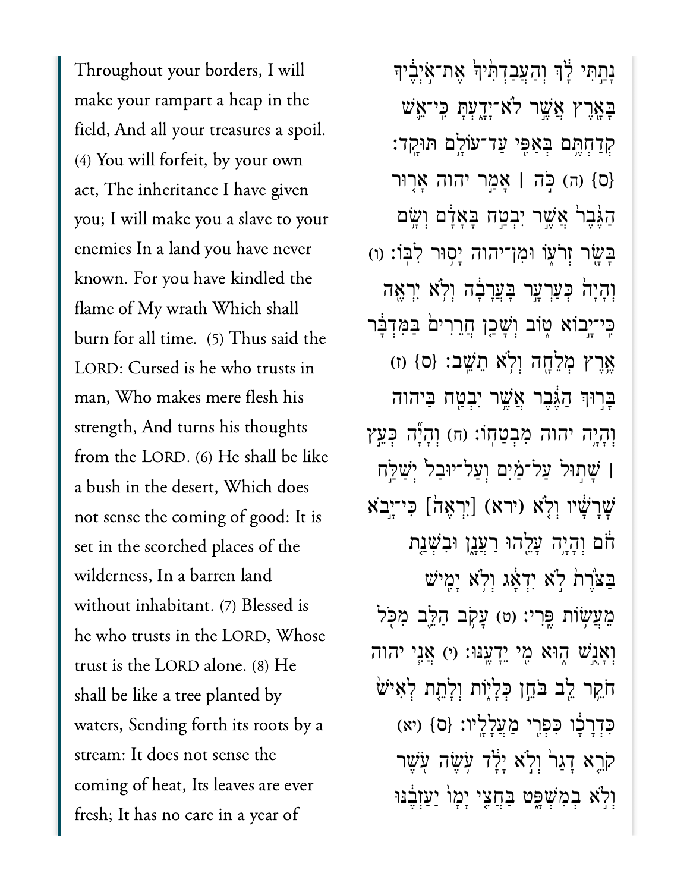Throughout your borders, I will make your rampart a heap in the field, And all your treasures a spoil. (4) You will forfeit, by your own act, The inheritance I have given you; I will make you a slave to your enemies In a land you have never known. For you have kindled the flame of My wrath Which shall burn for all time. (5) Thus said the LORD: Cursed is he who trusts in man, Who makes mere flesh his strength, And turns his thoughts from the LORD. (6) He shall be like a bush in the desert, Which does not sense the coming of good: It is set in the scorched places of the wilderness, In a barren land without inhabitant. (7) Blessed is he who trusts in the LORD, Whose trust is the LORD alone. (8) He shall be like a tree planted by waters, Sending forth its roots by a stream: It does not sense the coming of heat, Its leaves are ever fresh; It has no care in a year of

נָתַתִּי לָךְ וְהַעֲבַדְתִּיךָ אֶת־אֹיְבֶיךָ בָּאָרֶץ אֲשֶׁר לֹא־יָדָעְתָּ כִּי־אֵשׁ קְדַחְתֶּם בְּאַפִּי עַד־עוֹלָם תּוּקָד׃ {ס} (ה) כֹּה ׀ אָמַר יהוה אָרוּר הַגֶּבֶר אֲשֶׁר יִבְטַח בָּאָדָם וְשָׂם בָּשָׂר זְרֹעוֹ וּמִן־יהוה יָסוּר לִבּוֹ׃ (ו) וְהָיָה כְּעַרְעָר בָּעֲרָבָה וְלֹא יִרְאֶה כִּי־יָבוֹא טוֹב וְשָׁכַן חֲרֵרִים בַּמִּדְבָּר אֶרֶץ מְלֵחָה וְלֹא תֵשֵׁב׃ {ס} (ז) בָּרוּךְ הַגֶּבֶר אֲשֶׁר יִבְטַח בַּיהוה וְהָיָה יהוה מִבְטַחוֹ׃ (ח) וְהָיָה כְּעֵץ ׀ שָׁתוּל עַל־מַיִם וְעַל־יוּבַל יְשַׁלַּח שָׁרָשָׁיו וְלֹא (ירא) [יִרְאֶה] כִּי־יָבֹא חֹם וְהָיָה עָלֵהוּ רַעֲנָן וּבִשְׁנַת בַּצֹּרֶת לֹא יִדְאָג וְלֹא יָמִישׁ מֵעֲשׂוֹת פֶּרִי׃ (ט) עָקֹב הַלֵּב מִכֹּל וְאָנֻשׁ הוּא מִי יֵדָעֶנּוּ׃ (י) אֲנִי יהוה חֹקֵר לֵב בֹּחֵן כְּלָיוֹת וְלָתֵת לְאִישׁ כִּדְרָכָו כִּפְרִי מַעֲלָלָיו׃ {ס} (יא) קֹרֵא דָגַר וְלֹא יָלָד עֹשֶׂה עֹשֶׁר וְלֹא בְמִשְׁפָּט בַּחֲצִי יָמָו יַעַזְבֶנּוּ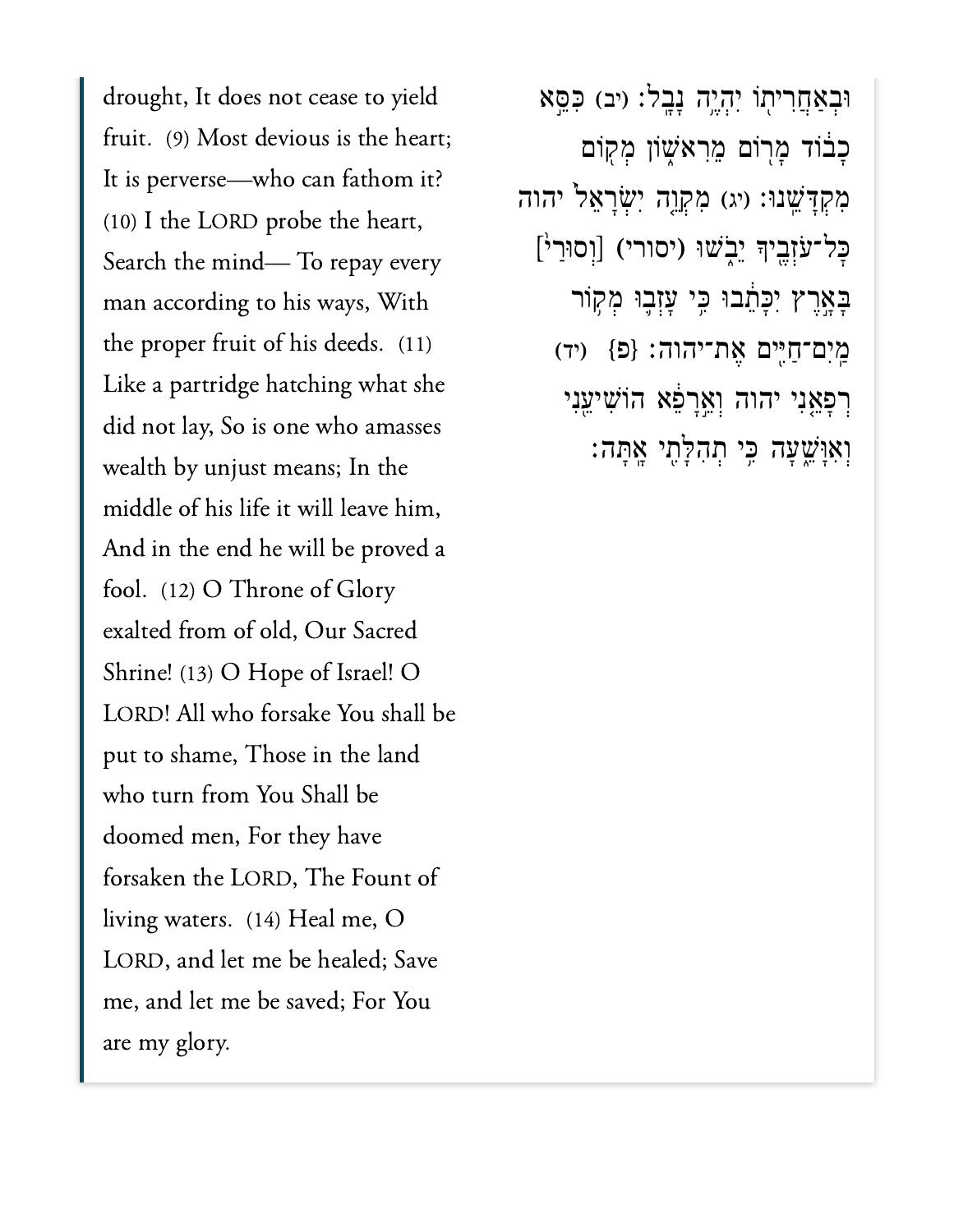drought, It does not cease to yield fruit. (9) Most devious is the heart; It is perverse—who can fathom it? (10) I the LORD probe the heart, Search the mind— To repay every man according to his ways, With the proper fruit of his deeds. (11) Like a partridge hatching what she did not lay, So is one who amasses wealth by unjust means; In the middle of his life it will leave him, And in the end he will be proved a fool. (12) O Throne of Glory exalted from of old, Our Sacred Shrine! (13) O Hope of Israel! O LORD! All who forsake You shall be put to shame, Those in the land who turn from You Shall be doomed men, For they have forsaken the LORD, The Fount of living waters. (14) Heal me, O LORD, and let me be healed; Save me, and let me be saved; For You are my glory.

וּבְאַחֲרִית֖וֹ יִהְיֶ֥ה נָבָֽל׃ (יב) כִּסֵּ֣א כָב֔וֹד מָר֖וֹם מֵרִֽאשׁ֑וֹן מְק֖וֹם מִקְדָּשֵֽׁנוּ׃ (יג) מִקְוֵ֤ה יִשְׂרָאֵל֙ יהוה כָּל־עֹזְבֶ֖יךָ יֵבֹ֑שׁוּ (יסורי) [וְסוּרַ֙י֙] בָּאָ֣רֶץ יִכָּתֵ֔בוּ כִּ֥י עָזְב֛וּ מְק֥וֹר מַֽיִם־חַיִּ֖ים אֶת־יהוה׃ {פ} (יד) רְפָאֵ֤נִי יהוה וְאֵ֣רָפֵ֔א הוֹשִׁיעֵ֖נִי וְאִוָּשֵׁ֑עָה כִּ֥י תְהִלָּתִ֖י אָֽתָּה׃